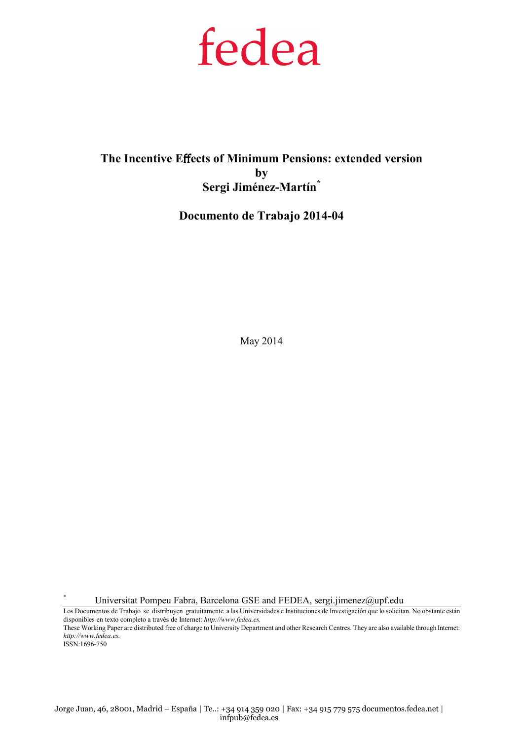fedea

# The Incentive Effects of Minimum Pensions: extended version

by

**Sergi Jiménez-Martín***

**Documento de Trabajo 2014-04**

May 2014

\* Universitat Pompeu Fabra, Barcelona GSE and FEDEA, sergi.jimenez@upf.edu

Los Documentos de Trabajo se distribuyen gratuitamente a las Universidades e Instituciones de Investigación que lo solicitan. No obstante están disponibles en texto completo a través de Internet: *http://www.fedea.es.*

These Working Paper are distributed free of charge to University Department and other Research Centres. They are also available through Internet: *http://www.fedea.es.*

ISSN:1696-750

Jorge Juan, 46, 28001, Madrid – España | Te..: +34 914 359 020 | Fax: +34 915 779 575 documentos.fedea.net | infpub@fedea.es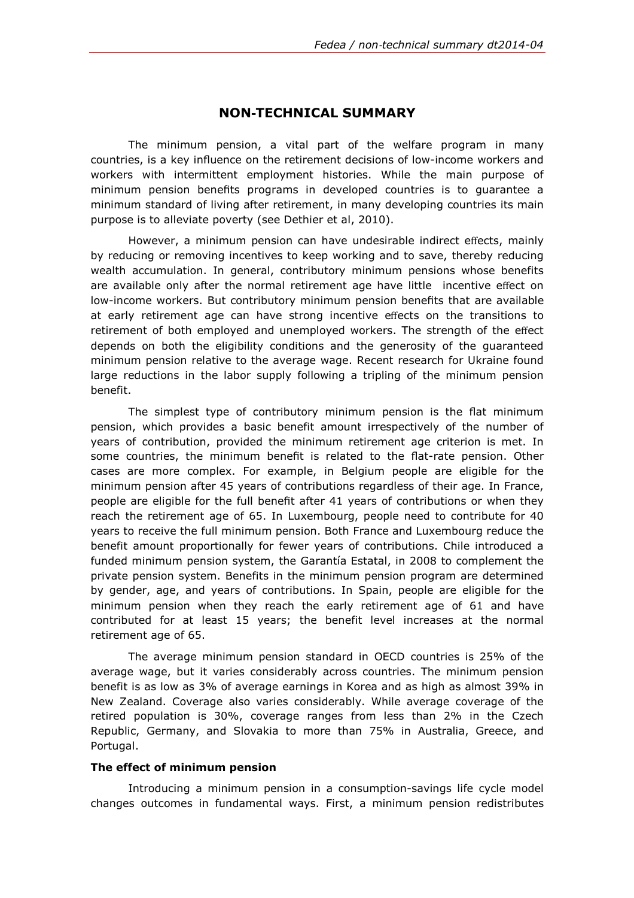## NON-TECHNICAL SUMMARY

The minimum pension, a vital part of the welfare program in many countries, is a key influence on the retirement decisions of low-income workers and workers with intermittent employment histories. While the main purpose of minimum pension benefits programs in developed countries is to guarantee a minimum standard of living after retirement, in many developing countries its main purpose is to alleviate poverty (see Dethier et al, 2010).

However, a minimum pension can have undesirable indirect effects, mainly by reducing or removing incentives to keep working and to save, thereby reducing wealth accumulation. In general, contributory minimum pensions whose benefits are available only after the normal retirement age have little incentive effect on low-income workers. But contributory minimum pension benefits that are available at early retirement age can have strong incentive effects on the transitions to retirement of both employed and unemployed workers. The strength of the effect depends on both the eligibility conditions and the generosity of the guaranteed minimum pension relative to the average wage. Recent research for Ukraine found large reductions in the labor supply following a tripling of the minimum pension benefit.

The simplest type of contributory minimum pension is the flat minimum pension, which provides a basic benefit amount irrespectively of the number of years of contribution, provided the minimum retirement age criterion is met. In some countries, the minimum benefit is related to the flat-rate pension. Other cases are more complex. For example, in Belgium people are eligible for the minimum pension after 45 years of contributions regardless of their age. In France, people are eligible for the full benefit after 41 years of contributions or when they reach the retirement age of 65. In Luxembourg, people need to contribute for 40 years to receive the full minimum pension. Both France and Luxembourg reduce the benefit amount proportionally for fewer years of contributions. Chile introduced a funded minimum pension system, the Garantía Estatal, in 2008 to complement the private pension system. Benefits in the minimum pension program are determined by gender, age, and years of contributions. In Spain, people are eligible for the minimum pension when they reach the early retirement age of 61 and have contributed for at least 15 years; the benefit level increases at the normal retirement age of 65.

The average minimum pension standard in OECD countries is 25% of the average wage, but it varies considerably across countries. The minimum pension benefit is as low as 3% of average earnings in Korea and as high as almost 39% in New Zealand. Coverage also varies considerably. While average coverage of the retired population is 30%, coverage ranges from less than 2% in the Czech Republic, Germany, and Slovakia to more than 75% in Australia, Greece, and Portugal.

### The effect of minimum pension

Introducing a minimum pension in a consumption-savings life cycle model changes outcomes in fundamental ways. First, a minimum pension redistributes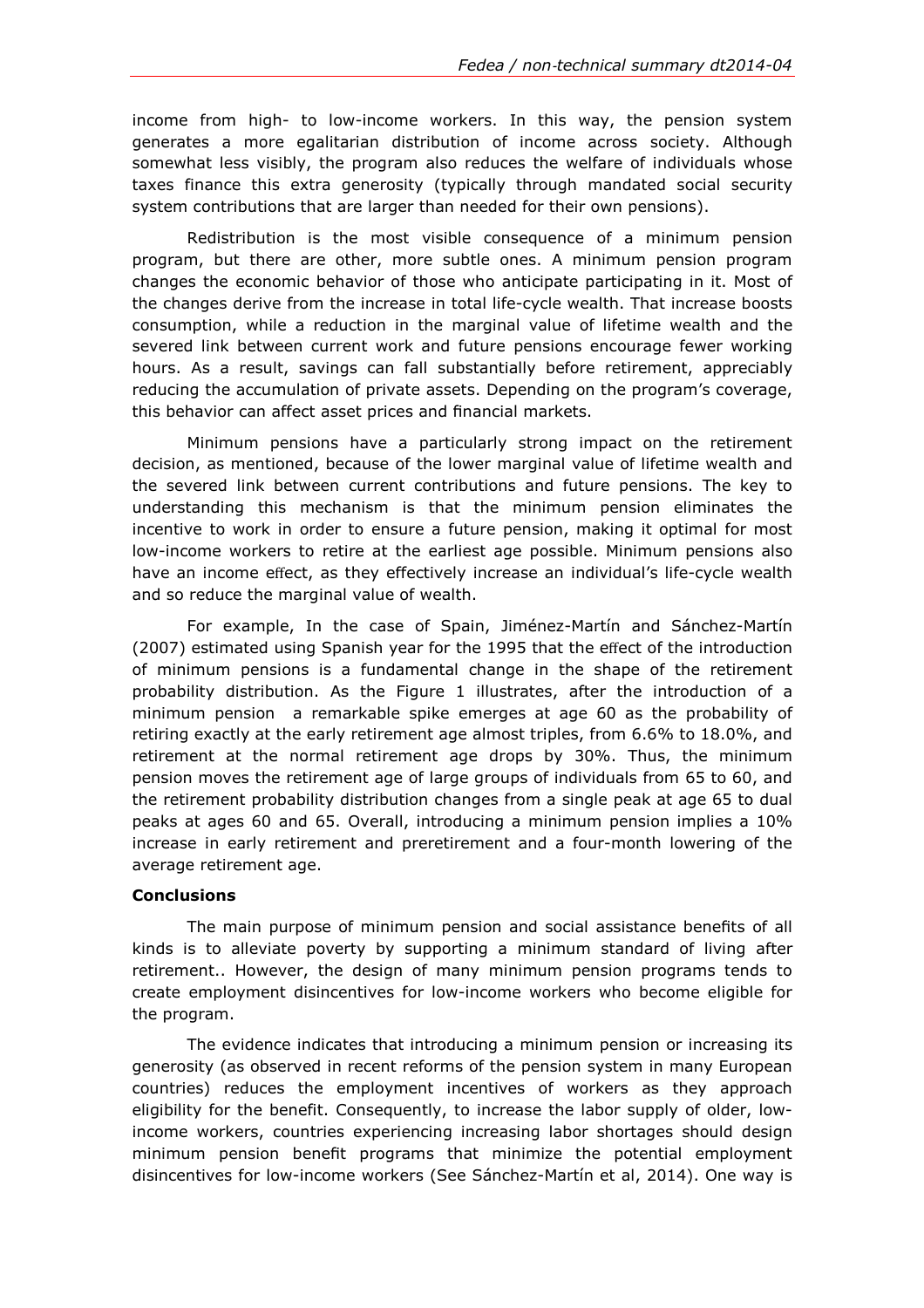income from high- to low-income workers. In this way, the pension system generates a more egalitarian distribution of income across society. Although somewhat less visibly, the program also reduces the welfare of individuals whose taxes finance this extra generosity (typically through mandated social security system contributions that are larger than needed for their own pensions).

Redistribution is the most visible consequence of a minimum pension program, but there are other, more subtle ones. A minimum pension program changes the economic behavior of those who anticipate participating in it. Most of the changes derive from the increase in total life-cycle wealth. That increase boosts consumption, while a reduction in the marginal value of lifetime wealth and the severed link between current work and future pensions encourage fewer working hours. As a result, savings can fall substantially before retirement, appreciably reducing the accumulation of private assets. Depending on the program's coverage, this behavior can affect asset prices and financial markets.

Minimum pensions have a particularly strong impact on the retirement decision, as mentioned, because of the lower marginal value of lifetime wealth and the severed link between current contributions and future pensions. The key to understanding this mechanism is that the minimum pension eliminates the incentive to work in order to ensure a future pension, making it optimal for most low-income workers to retire at the earliest age possible. Minimum pensions also have an income effect, as they effectively increase an individual's life-cycle wealth and so reduce the marginal value of wealth.

For example, In the case of Spain, Jiménez-Martín and Sánchez-Martín (2007) estimated using Spanish year for the 1995 that the effect of the introduction of minimum pensions is a fundamental change in the shape of the retirement probability distribution. As the Figure 1 illustrates, after the introduction of a minimum pension a remarkable spike emerges at age 60 as the probability of retiring exactly at the early retirement age almost triples, from 6.6% to 18.0%, and retirement at the normal retirement age drops by 30%. Thus, the minimum pension moves the retirement age of large groups of individuals from 65 to 60, and the retirement probability distribution changes from a single peak at age 65 to dual peaks at ages 60 and 65. Overall, introducing a minimum pension implies a 10% increase in early retirement and preretirement and a four-month lowering of the average retirement age.

**Conclusions**

The main purpose of minimum pension and social assistance benefits of all kinds is to alleviate poverty by supporting a minimum standard of living after retirement.. However, the design of many minimum pension programs tends to create employment disincentives for low-income workers who become eligible for the program.

The evidence indicates that introducing a minimum pension or increasing its generosity (as observed in recent reforms of the pension system in many European countries) reduces the employment incentives of workers as they approach eligibility for the benefit. Consequently, to increase the labor supply of older, low-income workers, countries experiencing increasing labor shortages should design minimum pension benefit programs that minimize the potential employment disincentives for low-income workers (See Sánchez-Martín et al, 2014). One way is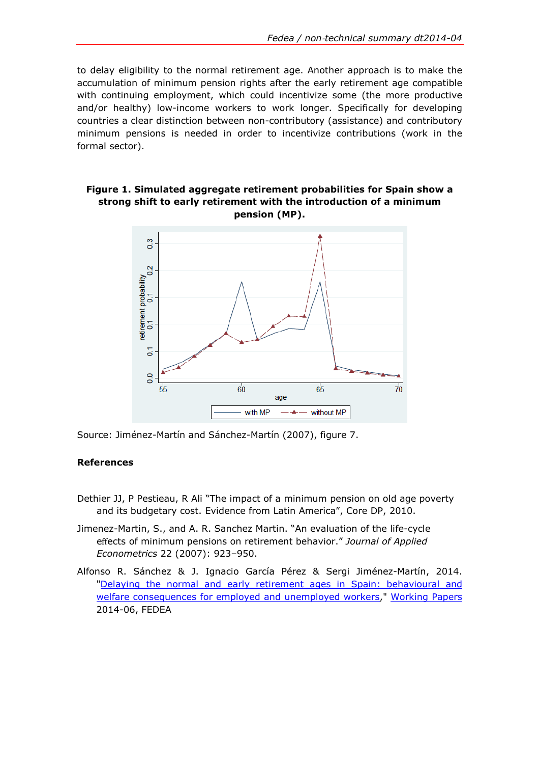to delay eligibility to the normal retirement age. Another approach is to make the accumulation of minimum pension rights after the early retirement age compatible with continuing employment, which could incentivize some (the more productive and/or healthy) low-income workers to work longer. Specifically for developing countries a clear distinction between non-contributory (assistance) and contributory minimum pensions is needed in order to incentivize contributions (work in the formal sector).

**Figure 1. Simulated aggregate retirement probabilities for Spain show a strong shift to early retirement with the introduction of a minimum pension (MP).**

Source: Jiménez-Martín and Sánchez-Martín (2007), figure 7.

**References**

Dethier JJ, P Pestieau, R Ali "The impact of a minimum pension on old age poverty and its budgetary cost. Evidence from Latin America", Core DP, 2010.

Jimenez-Martin, S., and A. R. Sanchez Martin. "An evaluation of the life-cycle effects of minimum pensions on retirement behavior." *Journal of Applied Econometrics* 22 (2007): 923–950.

Alfonso R. Sánchez & J. Ignacio García Pérez & Sergi Jiménez-Martín, 2014. "Delaying the normal and early retirement ages in Spain: behavioural and welfare consequences for employed and unemployed workers," Working Papers 2014-06, FEDEA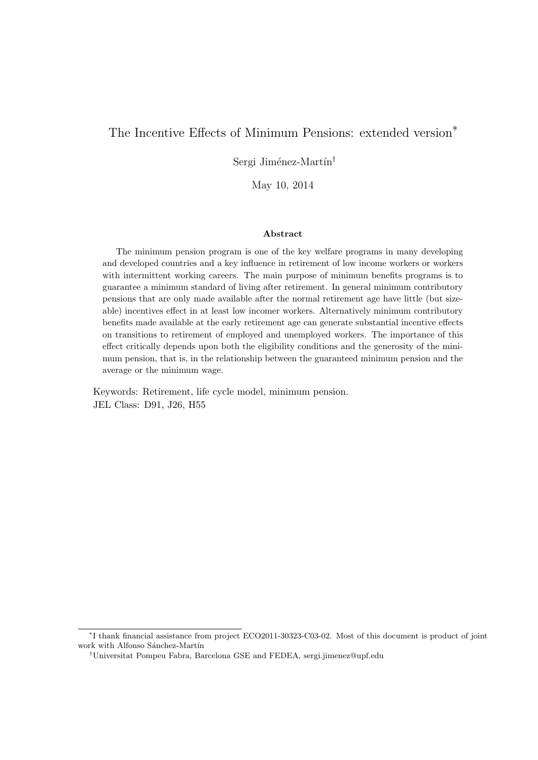# The Incentive Effects of Minimum Pensions: extended version*

Sergi Jiménez-Martín†

May 10, 2014

### Abstract

The minimum pension program is one of the key welfare programs in many developing and developed countries and a key influence in retirement of low income workers or workers with intermittent working careers. The main purpose of minimum benefits programs is to guarantee a minimum standard of living after retirement. In general minimum contributory pensions that are only made available after the normal retirement age have little (but sizeable) incentives effect in at least low incomer workers. Alternatively minimum contributory benefits made available at the early retirement age can generate substantial incentive effects on transitions to retirement of employed and unemployed workers. The importance of this effect critically depends upon both the eligibility conditions and the generosity of the minimum pension, that is, in the relationship between the guaranteed minimum pension and the average or the minimum wage.

Keywords: Retirement, life cycle model, minimum pension.
JEL Class: D91, J26, H55

---

*I thank financial assistance from project ECO2011-30323-C03-02. Most of this document is product of joint work with Alfonso Sánchez-Martín

†Universitat Pompeu Fabra, Barcelona GSE and FEDEA, sergi.jimenez@upf.edu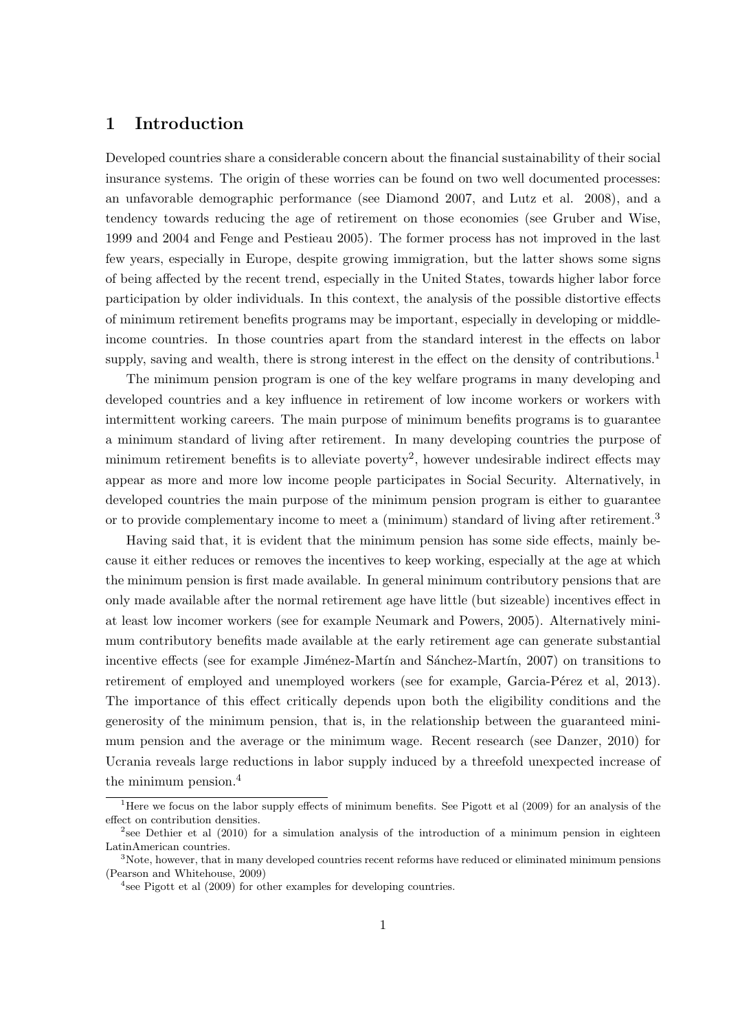# 1 Introduction

Developed countries share a considerable concern about the financial sustainability of their social insurance systems. The origin of these worries can be found on two well documented processes: an unfavorable demographic performance (see Diamond 2007, and Lutz et al. 2008), and a tendency towards reducing the age of retirement on those economies (see Gruber and Wise, 1999 and 2004 and Fenge and Pestieau 2005). The former process has not improved in the last few years, especially in Europe, despite growing immigration, but the latter shows some signs of being affected by the recent trend, especially in the United States, towards higher labor force participation by older individuals. In this context, the analysis of the possible distortive effects of minimum retirement benefits programs may be important, especially in developing or middle-income countries. In those countries apart from the standard interest in the effects on labor supply, saving and wealth, there is strong interest in the effect on the density of contributions.[1]

The minimum pension program is one of the key welfare programs in many developing and developed countries and a key influence in retirement of low income workers or workers with intermittent working careers. The main purpose of minimum benefits programs is to guarantee a minimum standard of living after retirement. In many developing countries the purpose of minimum retirement benefits is to alleviate poverty[2], however undesirable indirect effects may appear as more and more low income people participates in Social Security. Alternatively, in developed countries the main purpose of the minimum pension program is either to guarantee or to provide complementary income to meet a (minimum) standard of living after retirement.[3]

Having said that, it is evident that the minimum pension has some side effects, mainly because it either reduces or removes the incentives to keep working, especially at the age at which the minimum pension is first made available. In general minimum contributory pensions that are only made available after the normal retirement age have little (but sizeable) incentives effect in at least low incomer workers (see for example Neumark and Powers, 2005). Alternatively minimum contributory benefits made available at the early retirement age can generate substantial incentive effects (see for example Jiménez-Martín and Sánchez-Martín, 2007) on transitions to retirement of employed and unemployed workers (see for example, Garcia-Pérez et al, 2013). The importance of this effect critically depends upon both the eligibility conditions and the generosity of the minimum pension, that is, in the relationship between the guaranteed minimum pension and the average or the minimum wage. Recent research (see Danzer, 2010) for Ucrania reveals large reductions in labor supply induced by a threefold unexpected increase of the minimum pension.[4]

---

[1] Here we focus on the labor supply effects of minimum benefits. See Pigott et al (2009) for an analysis of the effect on contribution densities.

[2] see Dethier et al (2010) for a simulation analysis of the introduction of a minimum pension in eighteen LatinAmerican countries.

[3] Note, however, that in many developed countries recent reforms have reduced or eliminated minimum pensions (Pearson and Whitehouse, 2009)

[4] see Pigott et al (2009) for other examples for developing countries.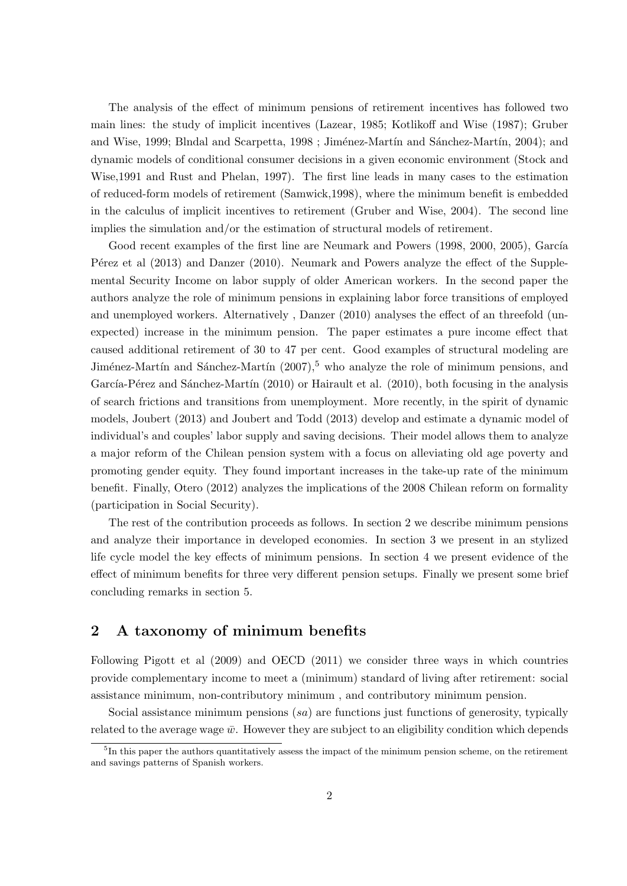The analysis of the effect of minimum pensions of retirement incentives has followed two main lines: the study of implicit incentives (Lazear, 1985; Kotlikoff and Wise (1987); Gruber and Wise, 1999; Blndal and Scarpetta, 1998 ; Jiménez-Martín and Sánchez-Martín, 2004); and dynamic models of conditional consumer decisions in a given economic environment (Stock and Wise,1991 and Rust and Phelan, 1997). The first line leads in many cases to the estimation of reduced-form models of retirement (Samwick,1998), where the minimum benefit is embedded in the calculus of implicit incentives to retirement (Gruber and Wise, 2004). The second line implies the simulation and/or the estimation of structural models of retirement.

Good recent examples of the first line are Neumark and Powers (1998, 2000, 2005), García Pérez et al (2013) and Danzer (2010). Neumark and Powers analyze the effect of the Supplemental Security Income on labor supply of older American workers. In the second paper the authors analyze the role of minimum pensions in explaining labor force transitions of employed and unemployed workers. Alternatively , Danzer (2010) analyses the effect of an threefold (unexpected) increase in the minimum pension. The paper estimates a pure income effect that caused additional retirement of 30 to 47 per cent. Good examples of structural modeling are Jiménez-Martín and Sánchez-Martín (2007),[5] who analyze the role of minimum pensions, and García-Pérez and Sánchez-Martín (2010) or Hairault et al. (2010), both focusing in the analysis of search frictions and transitions from unemployment. More recently, in the spirit of dynamic models, Joubert (2013) and Joubert and Todd (2013) develop and estimate a dynamic model of individual's and couples' labor supply and saving decisions. Their model allows them to analyze a major reform of the Chilean pension system with a focus on alleviating old age poverty and promoting gender equity. They found important increases in the take-up rate of the minimum benefit. Finally, Otero (2012) analyzes the implications of the 2008 Chilean reform on formality (participation in Social Security).

The rest of the contribution proceeds as follows. In section 2 we describe minimum pensions and analyze their importance in developed economies. In section 3 we present in an stylized life cycle model the key effects of minimum pensions. In section 4 we present evidence of the effect of minimum benefits for three very different pension setups. Finally we present some brief concluding remarks in section 5.

## 2 A taxonomy of minimum benefits

Following Pigott et al (2009) and OECD (2011) we consider three ways in which countries provide complementary income to meet a (minimum) standard of living after retirement: social assistance minimum, non-contributory minimum , and contributory minimum pension.

Social assistance minimum pensions ($sa$) are functions just functions of generosity, typically related to the average wage $\bar{w}$. However they are subject to an eligibility condition which depends

[5] In this paper the authors quantitatively assess the impact of the minimum pension scheme, on the retirement and savings patterns of Spanish workers.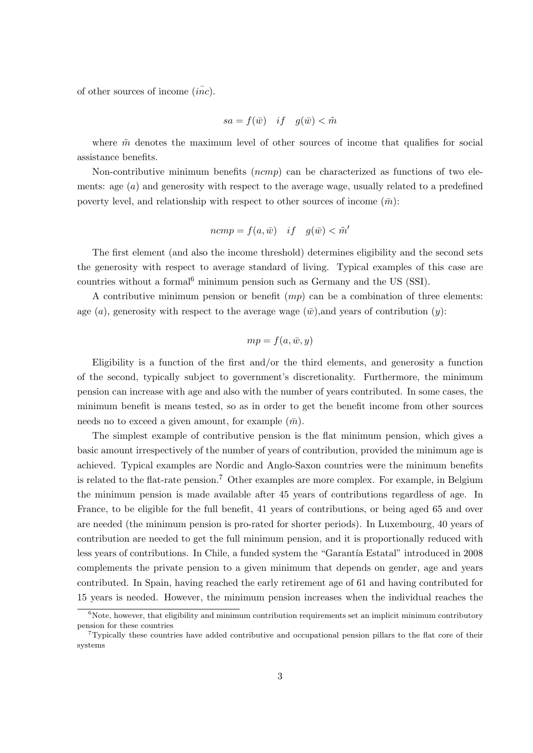of other sources of income ($\bar{inc}$).

$$sa = f(\bar{w}) \quad if \quad g(\bar{w}) < \tilde{m}$$

where $\tilde{m}$ denotes the maximum level of other sources of income that qualifies for social assistance benefits.

Non-contributive minimum benefits (*ncmp*) can be characterized as functions of two elements: age ($a$) and generosity with respect to the average wage, usually related to a predefined poverty level, and relationship with respect to other sources of income ($\bar{m}$):

$$ncmp = f(a, \bar{w}) \quad if \quad g(\bar{w}) < \tilde{m}'$$

The first element (and also the income threshold) determines eligibility and the second sets the generosity with respect to average standard of living. Typical examples of this case are countries without a formal[6] minimum pension such as Germany and the US (SSI).

A contributive minimum pension or benefit (*mp*) can be a combination of three elements: age ($a$), generosity with respect to the average wage ($\bar{w}$),and years of contribution ($y$):

$$mp = f(a, \bar{w}, y)$$

Eligibility is a function of the first and/or the third elements, and generosity a function of the second, typically subject to government's discretionality. Furthermore, the minimum pension can increase with age and also with the number of years contributed. In some cases, the minimum benefit is means tested, so as in order to get the benefit income from other sources needs no to exceed a given amount, for example ($\bar{m}$).

The simplest example of contributive pension is the flat minimum pension, which gives a basic amount irrespectively of the number of years of contribution, provided the minimum age is achieved. Typical examples are Nordic and Anglo-Saxon countries were the minimum benefits is related to the flat-rate pension.[7] Other examples are more complex. For example, in Belgium the minimum pension is made available after 45 years of contributions regardless of age. In France, to be eligible for the full benefit, 41 years of contributions, or being aged 65 and over are needed (the minimum pension is pro-rated for shorter periods). In Luxembourg, 40 years of contribution are needed to get the full minimum pension, and it is proportionally reduced with less years of contributions. In Chile, a funded system the "Garantía Estatal" introduced in 2008 complements the private pension to a given minimum that depends on gender, age and years contributed. In Spain, having reached the early retirement age of 61 and having contributed for 15 years is needed. However, the minimum pension increases when the individual reaches the

[6] Note, however, that eligibility and minimum contribution requirements set an implicit minimum contributory pension for these countries

[7] Typically these countries have added contributive and occupational pension pillars to the flat core of their systems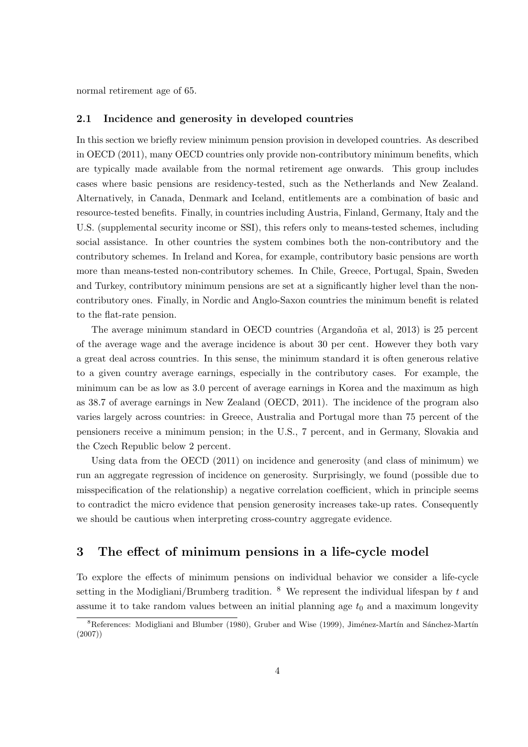normal retirement age of 65.

### 2.1 Incidence and generosity in developed countries

In this section we briefly review minimum pension provision in developed countries. As described in OECD (2011), many OECD countries only provide non-contributory minimum benefits, which are typically made available from the normal retirement age onwards. This group includes cases where basic pensions are residency-tested, such as the Netherlands and New Zealand. Alternatively, in Canada, Denmark and Iceland, entitlements are a combination of basic and resource-tested benefits. Finally, in countries including Austria, Finland, Germany, Italy and the U.S. (supplemental security income or SSI), this refers only to means-tested schemes, including social assistance. In other countries the system combines both the non-contributory and the contributory schemes. In Ireland and Korea, for example, contributory basic pensions are worth more than means-tested non-contributory schemes. In Chile, Greece, Portugal, Spain, Sweden and Turkey, contributory minimum pensions are set at a significantly higher level than the non-contributory ones. Finally, in Nordic and Anglo-Saxon countries the minimum benefit is related to the flat-rate pension.

The average minimum standard in OECD countries (Argandoña et al, 2013) is 25 percent of the average wage and the average incidence is about 30 per cent. However they both vary a great deal across countries. In this sense, the minimum standard it is often generous relative to a given country average earnings, especially in the contributory cases. For example, the minimum can be as low as 3.0 percent of average earnings in Korea and the maximum as high as 38.7 of average earnings in New Zealand (OECD, 2011). The incidence of the program also varies largely across countries: in Greece, Australia and Portugal more than 75 percent of the pensioners receive a minimum pension; in the U.S., 7 percent, and in Germany, Slovakia and the Czech Republic below 2 percent.

Using data from the OECD (2011) on incidence and generosity (and class of minimum) we run an aggregate regression of incidence on generosity. Surprisingly, we found (possible due to misspecification of the relationship) a negative correlation coefficient, which in principle seems to contradict the micro evidence that pension generosity increases take-up rates. Consequently we should be cautious when interpreting cross-country aggregate evidence.

## 3 The effect of minimum pensions in a life-cycle model

To explore the effects of minimum pensions on individual behavior we consider a life-cycle setting in the Modigliani/Brumberg tradition. [8] We represent the individual lifespan by $t$ and assume it to take random values between an initial planning age $t_0$ and a maximum longevity

[8] References: Modigliani and Blumber (1980), Gruber and Wise (1999), Jiménez-Martín and Sánchez-Martín (2007))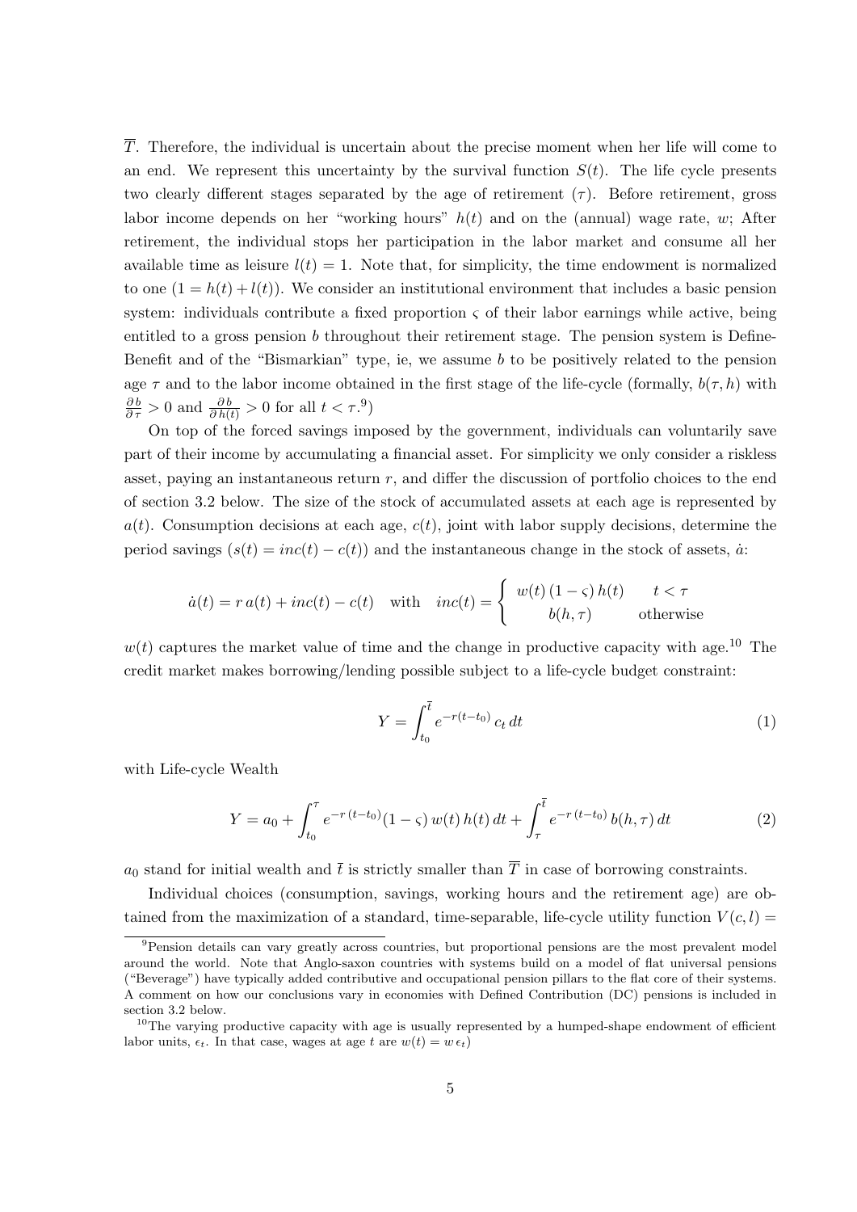$\overline{T}$. Therefore, the individual is uncertain about the precise moment when her life will come to an end. We represent this uncertainty by the survival function $S(t)$. The life cycle presents two clearly different stages separated by the age of retirement ($\tau$). Before retirement, gross labor income depends on her "working hours" $h(t)$ and on the (annual) wage rate, $w$; After retirement, the individual stops her participation in the labor market and consume all her available time as leisure $l(t) = 1$. Note that, for simplicity, the time endowment is normalized to one ($1 = h(t) + l(t)$). We consider an institutional environment that includes a basic pension system: individuals contribute a fixed proportion $\varsigma$ of their labor earnings while active, being entitled to a gross pension $b$ throughout their retirement stage. The pension system is Define-Benefit and of the "Bismarkian" type, ie, we assume $b$ to be positively related to the pension age $\tau$ and to the labor income obtained in the first stage of the life-cycle (formally, $b(\tau, h)$ with $\frac{\partial b}{\partial \tau} > 0$ and $\frac{\partial b}{\partial h(t)} > 0$ for all $t < \tau$.[9])

On top of the forced savings imposed by the government, individuals can voluntarily save part of their income by accumulating a financial asset. For simplicity we only consider a riskless asset, paying an instantaneous return $r$, and differ the discussion of portfolio choices to the end of section 3.2 below. The size of the stock of accumulated assets at each age is represented by $a(t)$. Consumption decisions at each age, $c(t)$, joint with labor supply decisions, determine the period savings ($s(t) = inc(t) - c(t)$) and the instantaneous change in the stock of assets, $\dot{a}$:

$$\dot{a}(t) = r\, a(t) + inc(t) - c(t) \quad \text{with} \quad inc(t) = \begin{cases} w(t)\,(1-\varsigma)\, h(t) & t < \tau \\ b(h, \tau) & \text{otherwise} \end{cases}$$

$w(t)$ captures the market value of time and the change in productive capacity with age.[10] The credit market makes borrowing/lending possible subject to a life-cycle budget constraint:

$$Y = \int_{t_0}^{\bar{t}} e^{-r(t-t_0)}\, c_t\, dt \tag{1}$$

with Life-cycle Wealth

$$Y = a_0 + \int_{t_0}^{\tau} e^{-r\,(t-t_0)}(1-\varsigma)\, w(t)\, h(t)\, dt + \int_{\tau}^{\bar{t}} e^{-r\,(t-t_0)}\, b(h, \tau)\, dt \tag{2}$$

$a_0$ stand for initial wealth and $\bar{t}$ is strictly smaller than $\overline{T}$ in case of borrowing constraints.

Individual choices (consumption, savings, working hours and the retirement age) are obtained from the maximization of a standard, time-separable, life-cycle utility function $V(c, l) =$

[9] Pension details can vary greatly across countries, but proportional pensions are the most prevalent model around the world. Note that Anglo-saxon countries with systems build on a model of flat universal pensions ("Beverage") have typically added contributive and occupational pension pillars to the flat core of their systems. A comment on how our conclusions vary in economies with Defined Contribution (DC) pensions is included in section 3.2 below.

[10] The varying productive capacity with age is usually represented by a humped-shape endowment of efficient labor units, $\epsilon_t$. In that case, wages at age $t$ are $w(t) = w\,\epsilon_t$)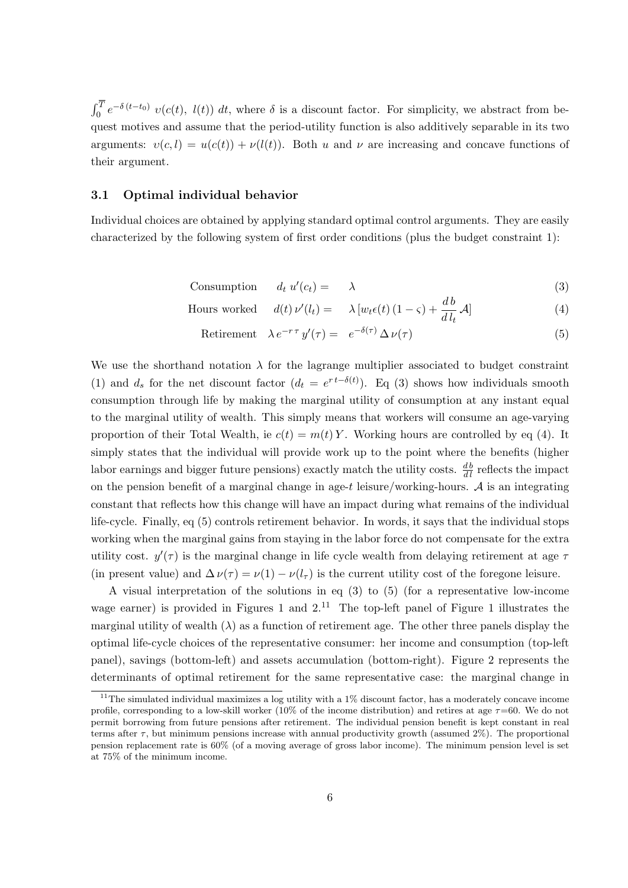$\int_0^T e^{-\delta\,(t-t_0)}\ \upsilon(c(t),\ l(t))\ dt$, where $\delta$ is a discount factor. For simplicity, we abstract from bequest motives and assume that the period-utility function is also additively separable in its two arguments: $\upsilon(c,l) = u(c(t)) + \nu(l(t))$. Both $u$ and $\nu$ are increasing and concave functions of their argument.

### 3.1 Optimal individual behavior

Individual choices are obtained by applying standard optimal control arguments. They are easily characterized by the following system of first order conditions (plus the budget constraint 1):

$$\text{Consumption} \quad d_t\ u'(c_t) = \quad \lambda \tag{3}$$

$$\text{Hours worked} \quad d(t)\,\nu'(l_t) = \quad \lambda\,[w_t\epsilon(t)\,(1-\varsigma) + \frac{d\,b}{d\,l_t}\,\mathcal{A}] \tag{4}$$

$$\text{Retirement} \quad \lambda\,e^{-r\,\tau}\,y'(\tau) = \quad e^{-\delta(\tau)}\,\Delta\,\nu(\tau) \tag{5}$$

We use the shorthand notation $\lambda$ for the lagrange multiplier associated to budget constraint (1) and $d_s$ for the net discount factor ($d_t = e^{r\,t-\delta(t)}$). Eq (3) shows how individuals smooth consumption through life by making the marginal utility of consumption at any instant equal to the marginal utility of wealth. This simply means that workers will consume an age-varying proportion of their Total Wealth, ie $c(t) = m(t)\,Y$. Working hours are controlled by eq (4). It simply states that the individual will provide work up to the point where the benefits (higher labor earnings and bigger future pensions) exactly match the utility costs. $\frac{db}{dl}$ reflects the impact on the pension benefit of a marginal change in age-$t$ leisure/working-hours. $\mathcal{A}$ is an integrating constant that reflects how this change will have an impact during what remains of the individual life-cycle. Finally, eq (5) controls retirement behavior. In words, it says that the individual stops working when the marginal gains from staying in the labor force do not compensate for the extra utility cost. $y'(\tau)$ is the marginal change in life cycle wealth from delaying retirement at age $\tau$ (in present value) and $\Delta\,\nu(\tau) = \nu(1) - \nu(l_\tau)$ is the current utility cost of the foregone leisure.

A visual interpretation of the solutions in eq (3) to (5) (for a representative low-income wage earner) is provided in Figures 1 and 2.[11] The top-left panel of Figure 1 illustrates the marginal utility of wealth ($\lambda$) as a function of retirement age. The other three panels display the optimal life-cycle choices of the representative consumer: her income and consumption (top-left panel), savings (bottom-left) and assets accumulation (bottom-right). Figure 2 represents the determinants of optimal retirement for the same representative case: the marginal change in

[11] The simulated individual maximizes a log utility with a 1% discount factor, has a moderately concave income profile, corresponding to a low-skill worker (10% of the income distribution) and retires at age $\tau$=60. We do not permit borrowing from future pensions after retirement. The individual pension benefit is kept constant in real terms after $\tau$, but minimum pensions increase with annual productivity growth (assumed 2%). The proportional pension replacement rate is 60% (of a moving average of gross labor income). The minimum pension level is set at 75% of the minimum income.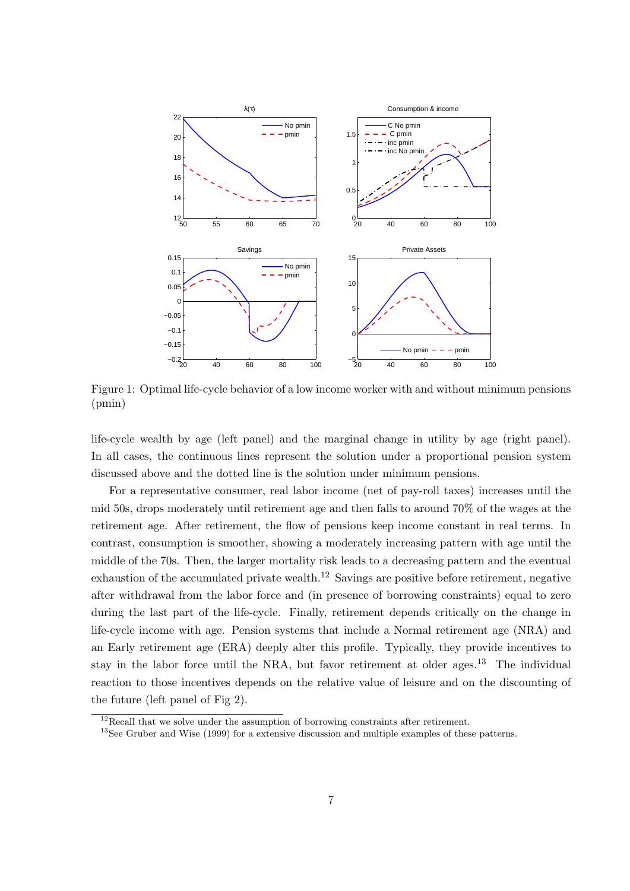Figure 1: Optimal life-cycle behavior of a low income worker with and without minimum pensions (pmin)

life-cycle wealth by age (left panel) and the marginal change in utility by age (right panel). In all cases, the continuous lines represent the solution under a proportional pension system discussed above and the dotted line is the solution under minimum pensions.

For a representative consumer, real labor income (net of pay-roll taxes) increases until the mid 50s, drops moderately until retirement age and then falls to around 70% of the wages at the retirement age. After retirement, the flow of pensions keep income constant in real terms. In contrast, consumption is smoother, showing a moderately increasing pattern with age until the middle of the 70s. Then, the larger mortality risk leads to a decreasing pattern and the eventual exhaustion of the accumulated private wealth.[12] Savings are positive before retirement, negative after withdrawal from the labor force and (in presence of borrowing constraints) equal to zero during the last part of the life-cycle. Finally, retirement depends critically on the change in life-cycle income with age. Pension systems that include a Normal retirement age (NRA) and an Early retirement age (ERA) deeply alter this profile. Typically, they provide incentives to stay in the labor force until the NRA, but favor retirement at older ages.[13] The individual reaction to those incentives depends on the relative value of leisure and on the discounting of the future (left panel of Fig 2).

[12] Recall that we solve under the assumption of borrowing constraints after retirement.

[13] See Gruber and Wise (1999) for a extensive discussion and multiple examples of these patterns.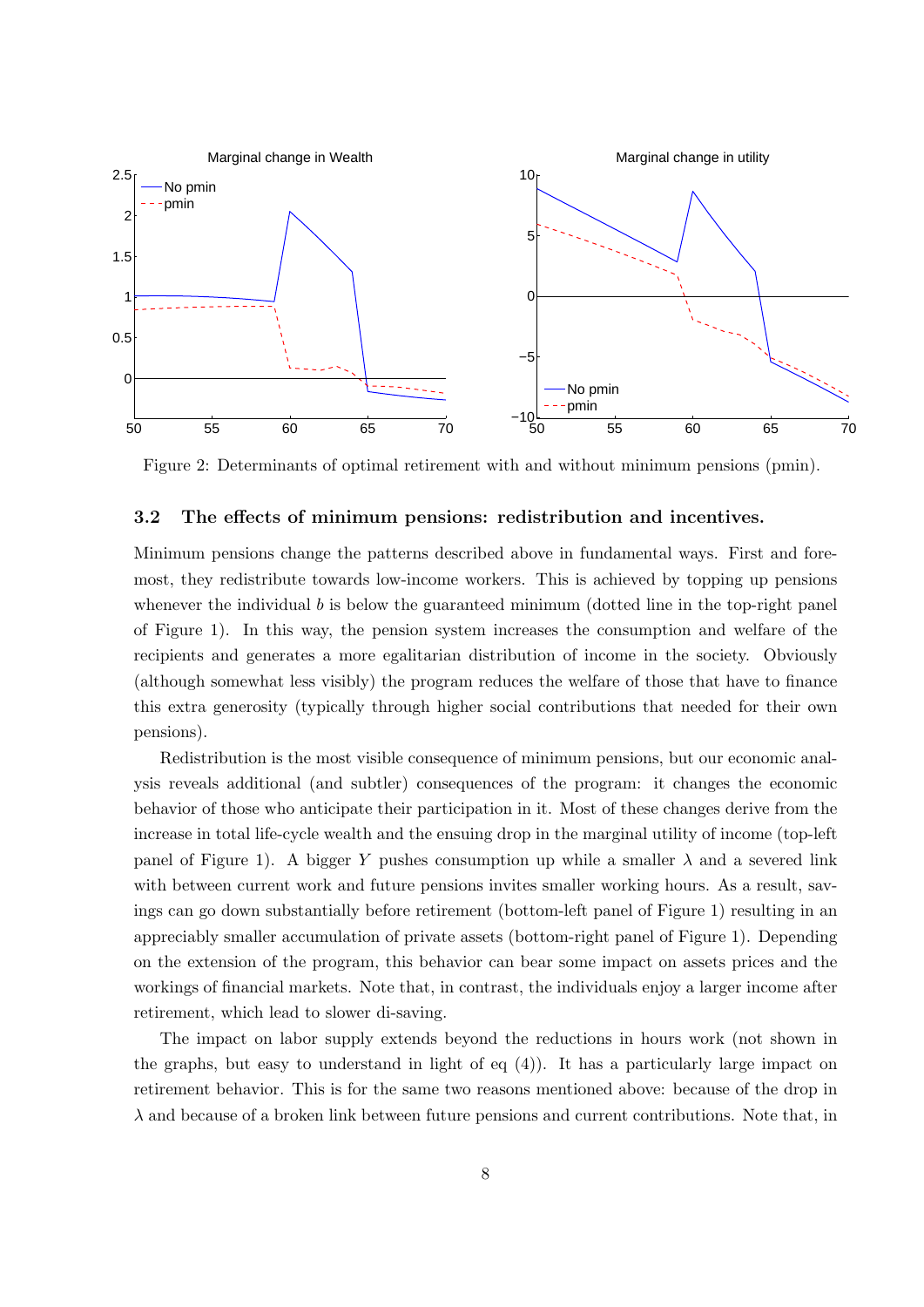Figure 2: Determinants of optimal retirement with and without minimum pensions (pmin).

### 3.2 The effects of minimum pensions: redistribution and incentives.

Minimum pensions change the patterns described above in fundamental ways. First and foremost, they redistribute towards low-income workers. This is achieved by topping up pensions whenever the individual $b$ is below the guaranteed minimum (dotted line in the top-right panel of Figure 1). In this way, the pension system increases the consumption and welfare of the recipients and generates a more egalitarian distribution of income in the society. Obviously (although somewhat less visibly) the program reduces the welfare of those that have to finance this extra generosity (typically through higher social contributions that needed for their own pensions).

Redistribution is the most visible consequence of minimum pensions, but our economic analysis reveals additional (and subtler) consequences of the program: it changes the economic behavior of those who anticipate their participation in it. Most of these changes derive from the increase in total life-cycle wealth and the ensuing drop in the marginal utility of income (top-left panel of Figure 1). A bigger $Y$ pushes consumption up while a smaller $\lambda$ and a severed link with between current work and future pensions invites smaller working hours. As a result, savings can go down substantially before retirement (bottom-left panel of Figure 1) resulting in an appreciably smaller accumulation of private assets (bottom-right panel of Figure 1). Depending on the extension of the program, this behavior can bear some impact on assets prices and the workings of financial markets. Note that, in contrast, the individuals enjoy a larger income after retirement, which lead to slower di-saving.

The impact on labor supply extends beyond the reductions in hours work (not shown in the graphs, but easy to understand in light of eq (4)). It has a particularly large impact on retirement behavior. This is for the same two reasons mentioned above: because of the drop in $\lambda$ and because of a broken link between future pensions and current contributions. Note that, in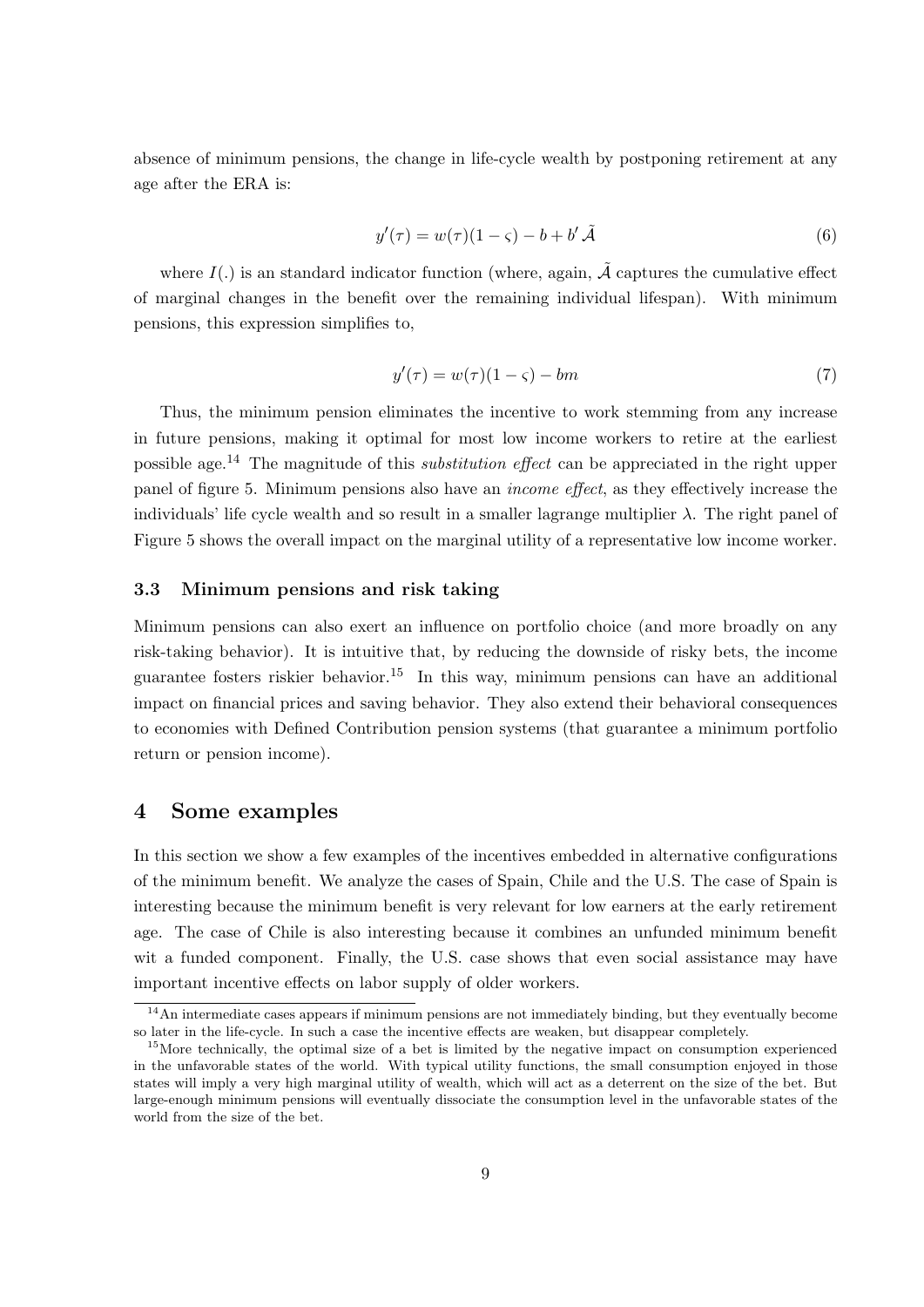absence of minimum pensions, the change in life-cycle wealth by postponing retirement at any age after the ERA is:

$$y'(\tau) = w(\tau)(1 - \varsigma) - b + b' \tilde{\mathcal{A}} \tag{6}$$

where $I(.)$ is an standard indicator function (where, again, $\tilde{\mathcal{A}}$ captures the cumulative effect of marginal changes in the benefit over the remaining individual lifespan). With minimum pensions, this expression simplifies to,

$$y'(\tau) = w(\tau)(1 - \varsigma) - bm \tag{7}$$

Thus, the minimum pension eliminates the incentive to work stemming from any increase in future pensions, making it optimal for most low income workers to retire at the earliest possible age.[14] The magnitude of this *substitution effect* can be appreciated in the right upper panel of figure 5. Minimum pensions also have an *income effect*, as they effectively increase the individuals' life cycle wealth and so result in a smaller lagrange multiplier $\lambda$. The right panel of Figure 5 shows the overall impact on the marginal utility of a representative low income worker.

### 3.3 Minimum pensions and risk taking

Minimum pensions can also exert an influence on portfolio choice (and more broadly on any risk-taking behavior). It is intuitive that, by reducing the downside of risky bets, the income guarantee fosters riskier behavior.[15] In this way, minimum pensions can have an additional impact on financial prices and saving behavior. They also extend their behavioral consequences to economies with Defined Contribution pension systems (that guarantee a minimum portfolio return or pension income).

## 4 Some examples

In this section we show a few examples of the incentives embedded in alternative configurations of the minimum benefit. We analyze the cases of Spain, Chile and the U.S. The case of Spain is interesting because the minimum benefit is very relevant for low earners at the early retirement age. The case of Chile is also interesting because it combines an unfunded minimum benefit wit a funded component. Finally, the U.S. case shows that even social assistance may have important incentive effects on labor supply of older workers.

---

[14] An intermediate cases appears if minimum pensions are not immediately binding, but they eventually become so later in the life-cycle. In such a case the incentive effects are weaken, but disappear completely.

[15] More technically, the optimal size of a bet is limited by the negative impact on consumption experienced in the unfavorable states of the world. With typical utility functions, the small consumption enjoyed in those states will imply a very high marginal utility of wealth, which will act as a deterrent on the size of the bet. But large-enough minimum pensions will eventually dissociate the consumption level in the unfavorable states of the world from the size of the bet.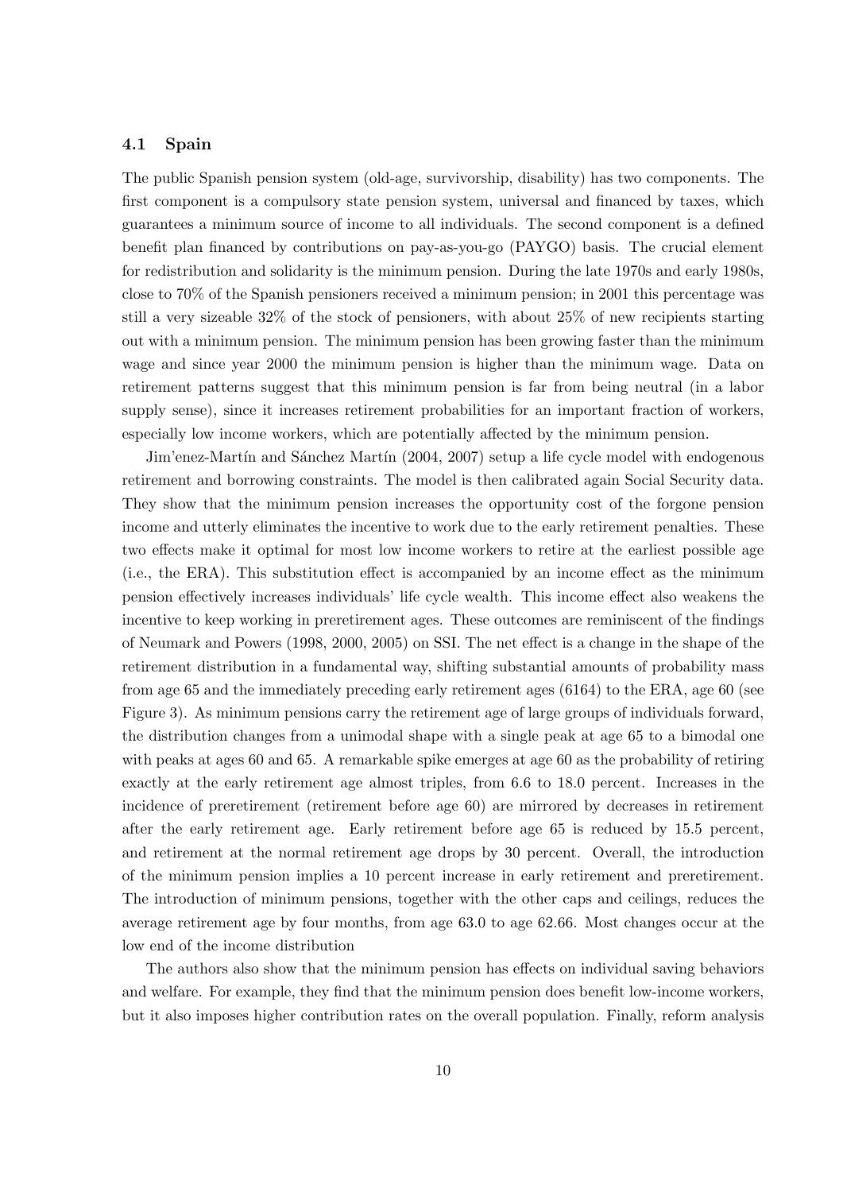### 4.1 Spain

The public Spanish pension system (old-age, survivorship, disability) has two components. The first component is a compulsory state pension system, universal and financed by taxes, which guarantees a minimum source of income to all individuals. The second component is a defined benefit plan financed by contributions on pay-as-you-go (PAYGO) basis. The crucial element for redistribution and solidarity is the minimum pension. During the late 1970s and early 1980s, close to 70% of the Spanish pensioners received a minimum pension; in 2001 this percentage was still a very sizeable 32% of the stock of pensioners, with about 25% of new recipients starting out with a minimum pension. The minimum pension has been growing faster than the minimum wage and since year 2000 the minimum pension is higher than the minimum wage. Data on retirement patterns suggest that this minimum pension is far from being neutral (in a labor supply sense), since it increases retirement probabilities for an important fraction of workers, especially low income workers, which are potentially affected by the minimum pension.

Jim'enez-Martín and Sánchez Martín (2004, 2007) setup a life cycle model with endogenous retirement and borrowing constraints. The model is then calibrated again Social Security data. They show that the minimum pension increases the opportunity cost of the forgone pension income and utterly eliminates the incentive to work due to the early retirement penalties. These two effects make it optimal for most low income workers to retire at the earliest possible age (i.e., the ERA). This substitution effect is accompanied by an income effect as the minimum pension effectively increases individuals' life cycle wealth. This income effect also weakens the incentive to keep working in preretirement ages. These outcomes are reminiscent of the findings of Neumark and Powers (1998, 2000, 2005) on SSI. The net effect is a change in the shape of the retirement distribution in a fundamental way, shifting substantial amounts of probability mass from age 65 and the immediately preceding early retirement ages (6164) to the ERA, age 60 (see Figure 3). As minimum pensions carry the retirement age of large groups of individuals forward, the distribution changes from a unimodal shape with a single peak at age 65 to a bimodal one with peaks at ages 60 and 65. A remarkable spike emerges at age 60 as the probability of retiring exactly at the early retirement age almost triples, from 6.6 to 18.0 percent. Increases in the incidence of preretirement (retirement before age 60) are mirrored by decreases in retirement after the early retirement age. Early retirement before age 65 is reduced by 15.5 percent, and retirement at the normal retirement age drops by 30 percent. Overall, the introduction of the minimum pension implies a 10 percent increase in early retirement and preretirement. The introduction of minimum pensions, together with the other caps and ceilings, reduces the average retirement age by four months, from age 63.0 to age 62.66. Most changes occur at the low end of the income distribution

The authors also show that the minimum pension has effects on individual saving behaviors and welfare. For example, they find that the minimum pension does benefit low-income workers, but it also imposes higher contribution rates on the overall population. Finally, reform analysis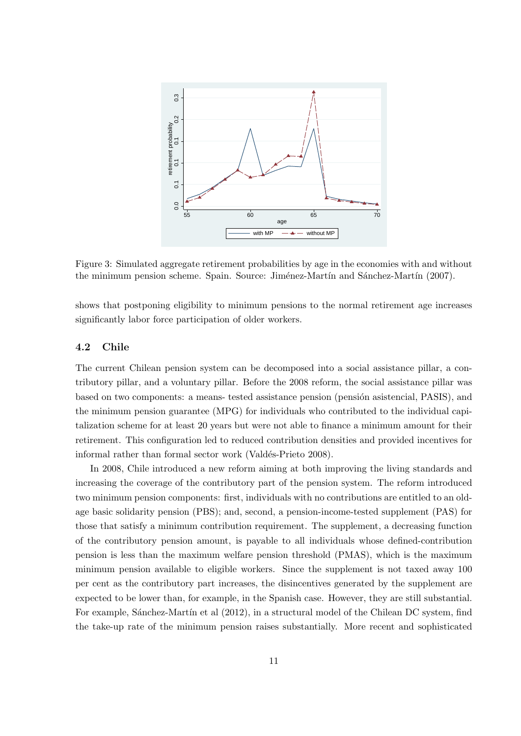Figure 3: Simulated aggregate retirement probabilities by age in the economies with and without the minimum pension scheme. Spain. Source: Jiménez-Martín and Sánchez-Martín (2007).

shows that postponing eligibility to minimum pensions to the normal retirement age increases significantly labor force participation of older workers.

### 4.2 Chile

The current Chilean pension system can be decomposed into a social assistance pillar, a contributory pillar, and a voluntary pillar. Before the 2008 reform, the social assistance pillar was based on two components: a means- tested assistance pension (pensión asistencial, PASIS), and the minimum pension guarantee (MPG) for individuals who contributed to the individual capitalization scheme for at least 20 years but were not able to finance a minimum amount for their retirement. This configuration led to reduced contribution densities and provided incentives for informal rather than formal sector work (Valdés-Prieto 2008).

In 2008, Chile introduced a new reform aiming at both improving the living standards and increasing the coverage of the contributory part of the pension system. The reform introduced two minimum pension components: first, individuals with no contributions are entitled to an old-age basic solidarity pension (PBS); and, second, a pension-income-tested supplement (PAS) for those that satisfy a minimum contribution requirement. The supplement, a decreasing function of the contributory pension amount, is payable to all individuals whose defined-contribution pension is less than the maximum welfare pension threshold (PMAS), which is the maximum minimum pension available to eligible workers. Since the supplement is not taxed away 100 per cent as the contributory part increases, the disincentives generated by the supplement are expected to be lower than, for example, in the Spanish case. However, they are still substantial. For example, Sánchez-Martín et al (2012), in a structural model of the Chilean DC system, find the take-up rate of the minimum pension raises substantially. More recent and sophisticated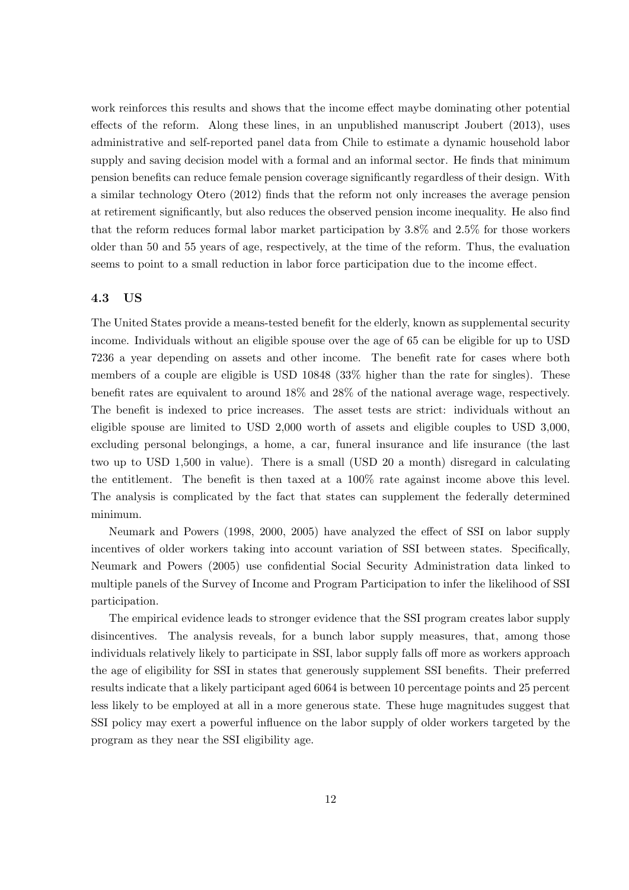work reinforces this results and shows that the income effect maybe dominating other potential effects of the reform. Along these lines, in an unpublished manuscript Joubert (2013), uses administrative and self-reported panel data from Chile to estimate a dynamic household labor supply and saving decision model with a formal and an informal sector. He finds that minimum pension benefits can reduce female pension coverage significantly regardless of their design. With a similar technology Otero (2012) finds that the reform not only increases the average pension at retirement significantly, but also reduces the observed pension income inequality. He also find that the reform reduces formal labor market participation by 3.8% and 2.5% for those workers older than 50 and 55 years of age, respectively, at the time of the reform. Thus, the evaluation seems to point to a small reduction in labor force participation due to the income effect.

### 4.3 US

The United States provide a means-tested benefit for the elderly, known as supplemental security income. Individuals without an eligible spouse over the age of 65 can be eligible for up to USD 7236 a year depending on assets and other income. The benefit rate for cases where both members of a couple are eligible is USD 10848 (33% higher than the rate for singles). These benefit rates are equivalent to around 18% and 28% of the national average wage, respectively. The benefit is indexed to price increases. The asset tests are strict: individuals without an eligible spouse are limited to USD 2,000 worth of assets and eligible couples to USD 3,000, excluding personal belongings, a home, a car, funeral insurance and life insurance (the last two up to USD 1,500 in value). There is a small (USD 20 a month) disregard in calculating the entitlement. The benefit is then taxed at a 100% rate against income above this level. The analysis is complicated by the fact that states can supplement the federally determined minimum.

Neumark and Powers (1998, 2000, 2005) have analyzed the effect of SSI on labor supply incentives of older workers taking into account variation of SSI between states. Specifically, Neumark and Powers (2005) use confidential Social Security Administration data linked to multiple panels of the Survey of Income and Program Participation to infer the likelihood of SSI participation.

The empirical evidence leads to stronger evidence that the SSI program creates labor supply disincentives. The analysis reveals, for a bunch labor supply measures, that, among those individuals relatively likely to participate in SSI, labor supply falls off more as workers approach the age of eligibility for SSI in states that generously supplement SSI benefits. Their preferred results indicate that a likely participant aged 6064 is between 10 percentage points and 25 percent less likely to be employed at all in a more generous state. These huge magnitudes suggest that SSI policy may exert a powerful influence on the labor supply of older workers targeted by the program as they near the SSI eligibility age.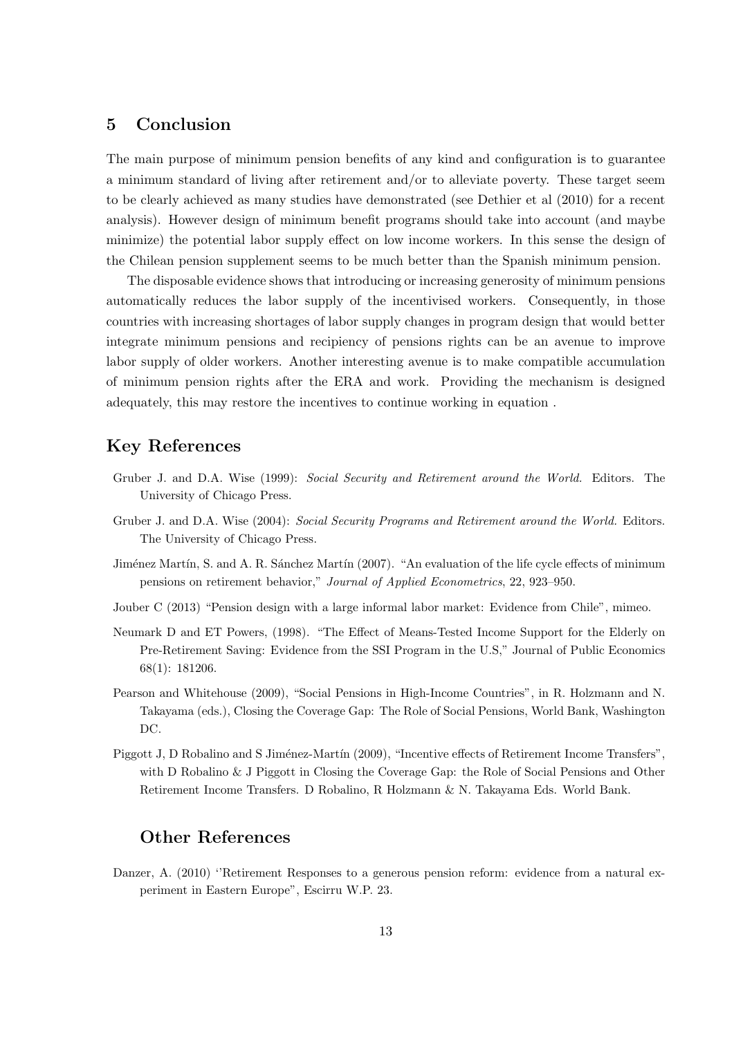## 5 Conclusion

The main purpose of minimum pension benefits of any kind and configuration is to guarantee a minimum standard of living after retirement and/or to alleviate poverty. These target seem to be clearly achieved as many studies have demonstrated (see Dethier et al (2010) for a recent analysis). However design of minimum benefit programs should take into account (and maybe minimize) the potential labor supply effect on low income workers. In this sense the design of the Chilean pension supplement seems to be much better than the Spanish minimum pension.

The disposable evidence shows that introducing or increasing generosity of minimum pensions automatically reduces the labor supply of the incentivised workers. Consequently, in those countries with increasing shortages of labor supply changes in program design that would better integrate minimum pensions and recipiency of pensions rights can be an avenue to improve labor supply of older workers. Another interesting avenue is to make compatible accumulation of minimum pension rights after the ERA and work. Providing the mechanism is designed adequately, this may restore the incentives to continue working in equation .

## Key References

Gruber J. and D.A. Wise (1999): *Social Security and Retirement around the World.* Editors. The University of Chicago Press.

Gruber J. and D.A. Wise (2004): *Social Security Programs and Retirement around the World.* Editors. The University of Chicago Press.

Jiménez Martín, S. and A. R. Sánchez Martín (2007). "An evaluation of the life cycle effects of minimum pensions on retirement behavior," *Journal of Applied Econometrics*, 22, 923–950.

Jouber C (2013) "Pension design with a large informal labor market: Evidence from Chile", mimeo.

Neumark D and ET Powers, (1998). "The Effect of Means-Tested Income Support for the Elderly on Pre-Retirement Saving: Evidence from the SSI Program in the U.S," Journal of Public Economics 68(1): 181206.

Pearson and Whitehouse (2009), "Social Pensions in High-Income Countries", in R. Holzmann and N. Takayama (eds.), Closing the Coverage Gap: The Role of Social Pensions, World Bank, Washington DC.

Piggott J, D Robalino and S Jiménez-Martín (2009), "Incentive effects of Retirement Income Transfers", with D Robalino & J Piggott in Closing the Coverage Gap: the Role of Social Pensions and Other Retirement Income Transfers. D Robalino, R Holzmann & N. Takayama Eds. World Bank.

## Other References

Danzer, A. (2010) ''Retirement Responses to a generous pension reform: evidence from a natural experiment in Eastern Europe", Escirru W.P. 23.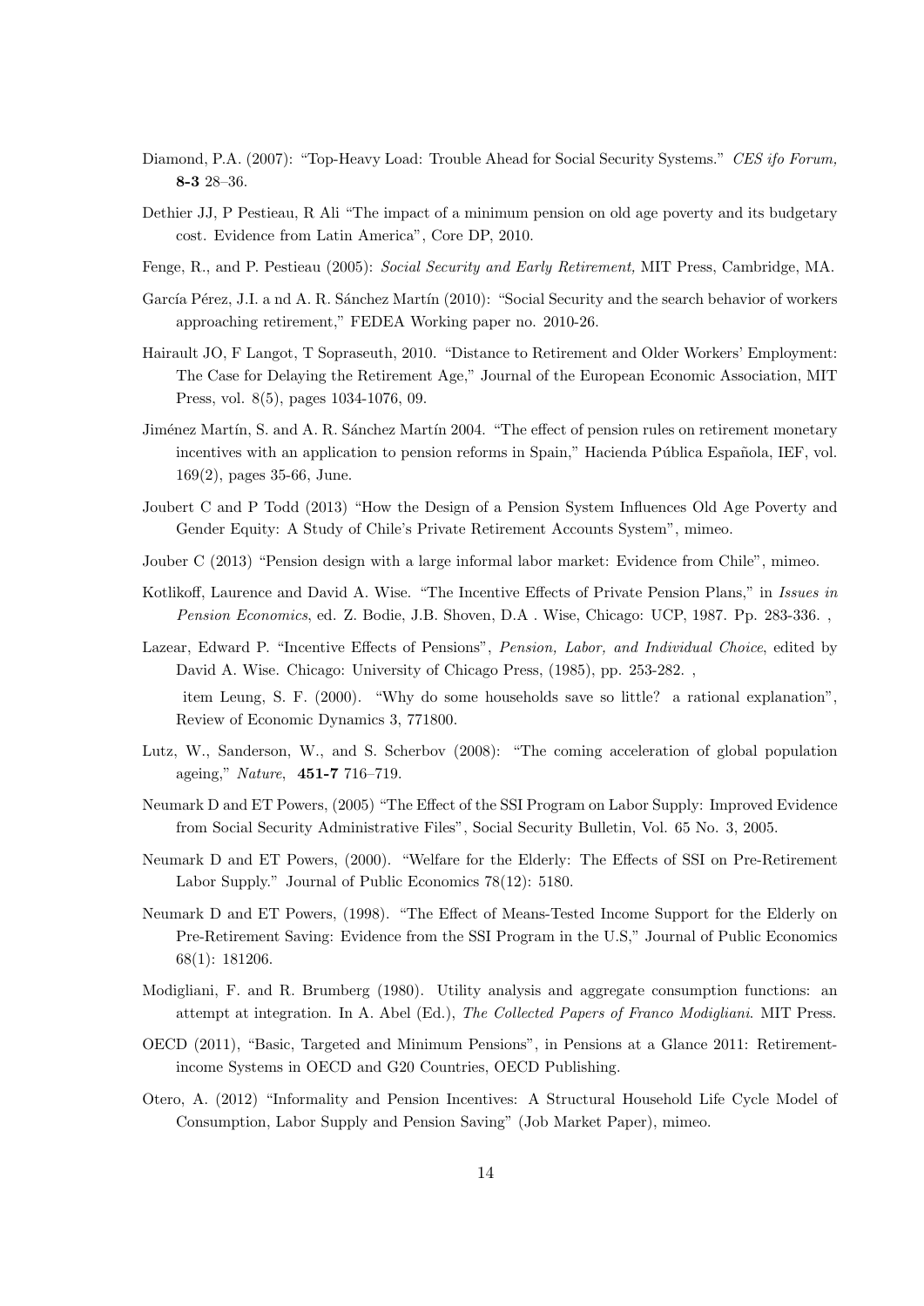Diamond, P.A. (2007): "Top-Heavy Load: Trouble Ahead for Social Security Systems." *CES ifo Forum,* **8-3** 28–36.

Dethier JJ, P Pestieau, R Ali "The impact of a minimum pension on old age poverty and its budgetary cost. Evidence from Latin America", Core DP, 2010.

Fenge, R., and P. Pestieau (2005): *Social Security and Early Retirement,* MIT Press, Cambridge, MA.

García Pérez, J.I. a nd A. R. Sánchez Martín (2010): "Social Security and the search behavior of workers approaching retirement," FEDEA Working paper no. 2010-26.

Hairault JO, F Langot, T Sopraseuth, 2010. "Distance to Retirement and Older Workers' Employment: The Case for Delaying the Retirement Age," Journal of the European Economic Association, MIT Press, vol. 8(5), pages 1034-1076, 09.

Jiménez Martín, S. and A. R. Sánchez Martín 2004. "The effect of pension rules on retirement monetary incentives with an application to pension reforms in Spain," Hacienda Pública Española, IEF, vol. 169(2), pages 35-66, June.

Joubert C and P Todd (2013) "How the Design of a Pension System Influences Old Age Poverty and Gender Equity: A Study of Chile's Private Retirement Accounts System", mimeo.

Jouber C (2013) "Pension design with a large informal labor market: Evidence from Chile", mimeo.

Kotlikoff, Laurence and David A. Wise. "The Incentive Effects of Private Pension Plans," in *Issues in Pension Economics*, ed. Z. Bodie, J.B. Shoven, D.A . Wise, Chicago: UCP, 1987. Pp. 283-336. ,

Lazear, Edward P. "Incentive Effects of Pensions", *Pension, Labor, and Individual Choice*, edited by David A. Wise. Chicago: University of Chicago Press, (1985), pp. 253-282. ,

item Leung, S. F. (2000). "Why do some households save so little? a rational explanation", Review of Economic Dynamics 3, 771800.

Lutz, W., Sanderson, W., and S. Scherbov (2008): "The coming acceleration of global population ageing," *Nature*, **451-7** 716–719.

Neumark D and ET Powers, (2005) "The Effect of the SSI Program on Labor Supply: Improved Evidence from Social Security Administrative Files", Social Security Bulletin, Vol. 65 No. 3, 2005.

Neumark D and ET Powers, (2000). "Welfare for the Elderly: The Effects of SSI on Pre-Retirement Labor Supply." Journal of Public Economics 78(12): 5180.

Neumark D and ET Powers, (1998). "The Effect of Means-Tested Income Support for the Elderly on Pre-Retirement Saving: Evidence from the SSI Program in the U.S," Journal of Public Economics 68(1): 181206.

Modigliani, F. and R. Brumberg (1980). Utility analysis and aggregate consumption functions: an attempt at integration. In A. Abel (Ed.), *The Collected Papers of Franco Modigliani*. MIT Press.

OECD (2011), "Basic, Targeted and Minimum Pensions", in Pensions at a Glance 2011: Retirement-income Systems in OECD and G20 Countries, OECD Publishing.

Otero, A. (2012) "Informality and Pension Incentives: A Structural Household Life Cycle Model of Consumption, Labor Supply and Pension Saving" (Job Market Paper), mimeo.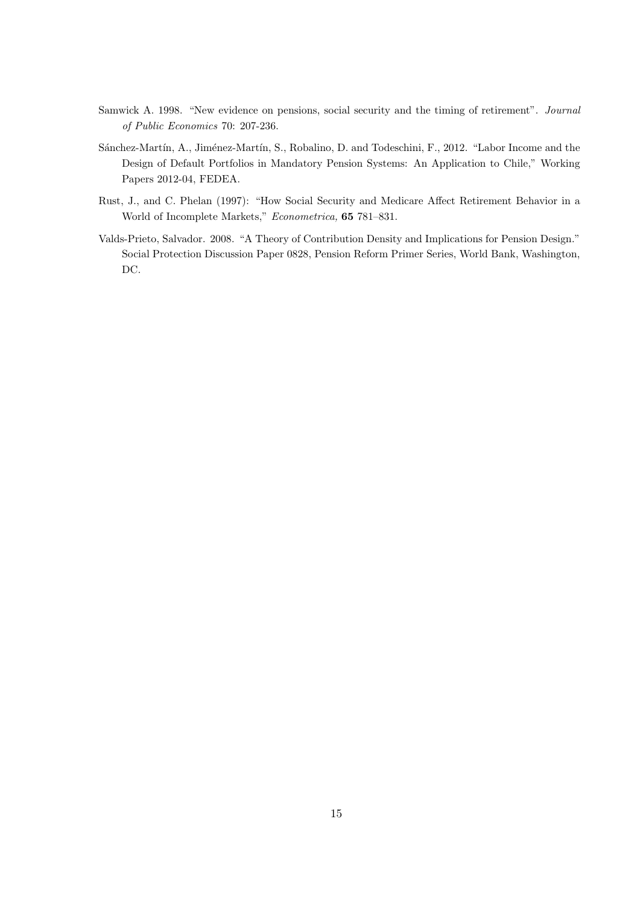Samwick A. 1998. "New evidence on pensions, social security and the timing of retirement". *Journal of Public Economics* 70: 207-236.

Sánchez-Martín, A., Jiménez-Martín, S., Robalino, D. and Todeschini, F., 2012. "Labor Income and the Design of Default Portfolios in Mandatory Pension Systems: An Application to Chile," Working Papers 2012-04, FEDEA.

Rust, J., and C. Phelan (1997): "How Social Security and Medicare Affect Retirement Behavior in a World of Incomplete Markets," *Econometrica,* **65** 781–831.

Valds-Prieto, Salvador. 2008. "A Theory of Contribution Density and Implications for Pension Design." Social Protection Discussion Paper 0828, Pension Reform Primer Series, World Bank, Washington, DC.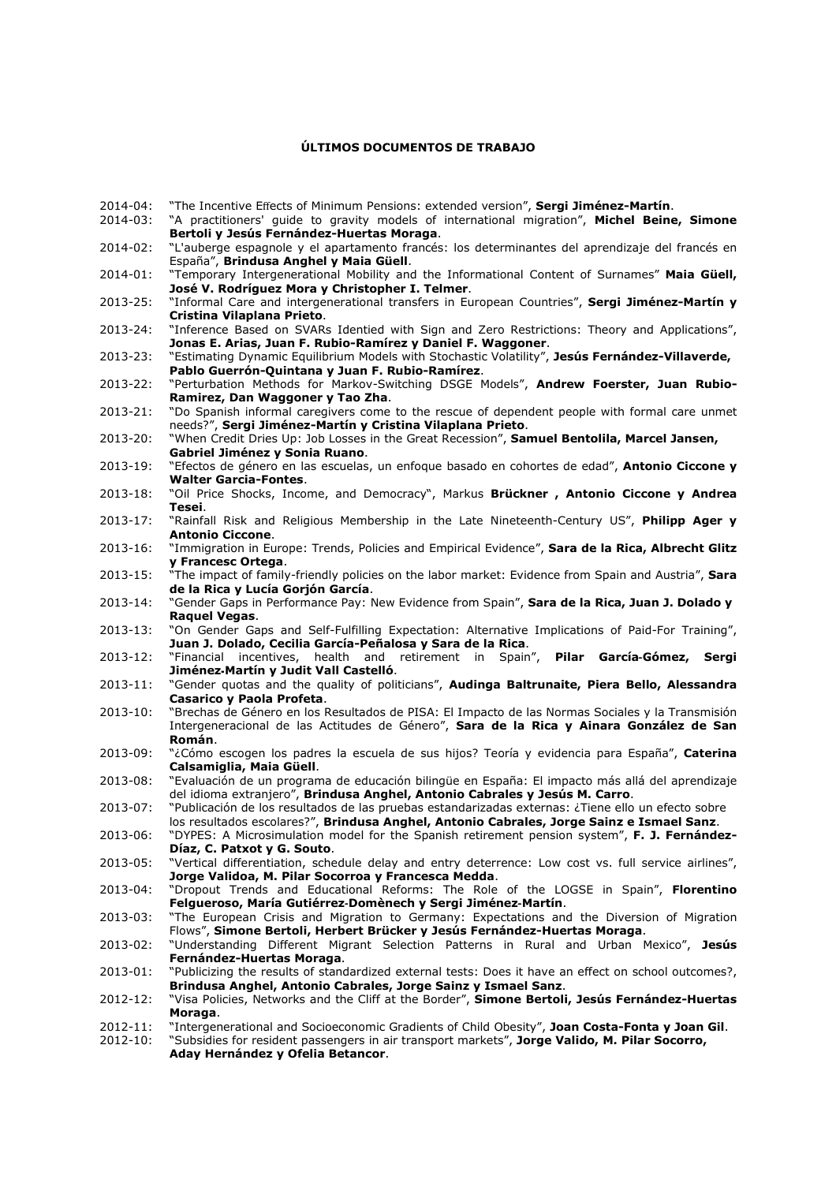**ÚLTIMOS DOCUMENTOS DE TRABAJO**

2014-04: "The Incentive Effects of Minimum Pensions: extended version", **Sergi Jiménez-Martín**.

2014-03: "A practitioners' guide to gravity models of international migration", **Michel Beine, Simone Bertoli y Jesús Fernández-Huertas Moraga**.

2014-02: "L'auberge espagnole y el apartamento francés: los determinantes del aprendizaje del francés en España", **Brindusa Anghel y Maia Güell**.

2014-01: "Temporary Intergenerational Mobility and the Informational Content of Surnames" **Maia Güell, José V. Rodríguez Mora y Christopher I. Telmer**.

2013-25: "Informal Care and intergenerational transfers in European Countries", **Sergi Jiménez-Martín y Cristina Vilaplana Prieto**.

2013-24: "Inference Based on SVARs Identied with Sign and Zero Restrictions: Theory and Applications", **Jonas E. Arias, Juan F. Rubio-Ramírez y Daniel F. Waggoner**.

2013-23: "Estimating Dynamic Equilibrium Models with Stochastic Volatility", **Jesús Fernández-Villaverde, Pablo Guerrón-Quintana y Juan F. Rubio-Ramírez**.

2013-22: "Perturbation Methods for Markov-Switching DSGE Models", **Andrew Foerster, Juan Rubio-Ramirez, Dan Waggoner y Tao Zha**.

2013-21: "Do Spanish informal caregivers come to the rescue of dependent people with formal care unmet needs?", **Sergi Jiménez-Martín y Cristina Vilaplana Prieto**.

2013-20: "When Credit Dries Up: Job Losses in the Great Recession", **Samuel Bentolila, Marcel Jansen, Gabriel Jiménez y Sonia Ruano**.

2013-19: "Efectos de género en las escuelas, un enfoque basado en cohortes de edad", **Antonio Ciccone y Walter Garcia-Fontes**.

2013-18: "Oil Price Shocks, Income, and Democracy", Markus **Brückner , Antonio Ciccone y Andrea Tesei**.

2013-17: "Rainfall Risk and Religious Membership in the Late Nineteenth-Century US", **Philipp Ager y Antonio Ciccone**.

2013-16: "Immigration in Europe: Trends, Policies and Empirical Evidence", **Sara de la Rica, Albrecht Glitz y Francesc Ortega**.

2013-15: "The impact of family-friendly policies on the labor market: Evidence from Spain and Austria", **Sara de la Rica y Lucía Gorjón García**.

2013-14: "Gender Gaps in Performance Pay: New Evidence from Spain", **Sara de la Rica, Juan J. Dolado y Raquel Vegas**.

2013-13: "On Gender Gaps and Self-Fulfilling Expectation: Alternative Implications of Paid-For Training", **Juan J. Dolado, Cecilia García-Peñalosa y Sara de la Rica**.

2013-12: "Financial incentives, health and retirement in Spain", **Pilar García-Gómez, Sergi Jiménez-Martín y Judit Vall Castelló**.

2013-11: "Gender quotas and the quality of politicians", **Audinga Baltrunaite, Piera Bello, Alessandra Casarico y Paola Profeta**.

2013-10: "Brechas de Género en los Resultados de PISA: El Impacto de las Normas Sociales y la Transmisión Intergeneracional de las Actitudes de Género", **Sara de la Rica y Ainara González de San Román**.

2013-09: "¿Cómo escogen los padres la escuela de sus hijos? Teoría y evidencia para España", **Caterina Calsamiglia, Maia Güell**.

2013-08: "Evaluación de un programa de educación bilingüe en España: El impacto más allá del aprendizaje del idioma extranjero", **Brindusa Anghel, Antonio Cabrales y Jesús M. Carro**.

2013-07: "Publicación de los resultados de las pruebas estandarizadas externas: ¿Tiene ello un efecto sobre los resultados escolares?", **Brindusa Anghel, Antonio Cabrales, Jorge Sainz e Ismael Sanz**.

2013-06: "DYPES: A Microsimulation model for the Spanish retirement pension system", **F. J. Fernández-Díaz, C. Patxot y G. Souto**.

2013-05: "Vertical differentiation, schedule delay and entry deterrence: Low cost vs. full service airlines", **Jorge Validoa, M. Pilar Socorroa y Francesca Medda**.

2013-04: "Dropout Trends and Educational Reforms: The Role of the LOGSE in Spain", **Florentino Felgueroso, María Gutiérrez-Domènech y Sergi Jiménez-Martín**.

2013-03: "The European Crisis and Migration to Germany: Expectations and the Diversion of Migration Flows", **Simone Bertoli, Herbert Brücker y Jesús Fernández-Huertas Moraga**.

2013-02: "Understanding Different Migrant Selection Patterns in Rural and Urban Mexico", **Jesús Fernández-Huertas Moraga**.

2013-01: "Publicizing the results of standardized external tests: Does it have an effect on school outcomes?, **Brindusa Anghel, Antonio Cabrales, Jorge Sainz y Ismael Sanz**.

2012-12: "Visa Policies, Networks and the Cliff at the Border", **Simone Bertoli, Jesús Fernández-Huertas Moraga**.

2012-11: "Intergenerational and Socioeconomic Gradients of Child Obesity", **Joan Costa-Fonta y Joan Gil**.

2012-10: "Subsidies for resident passengers in air transport markets", **Jorge Valido, M. Pilar Socorro, Aday Hernández y Ofelia Betancor**.